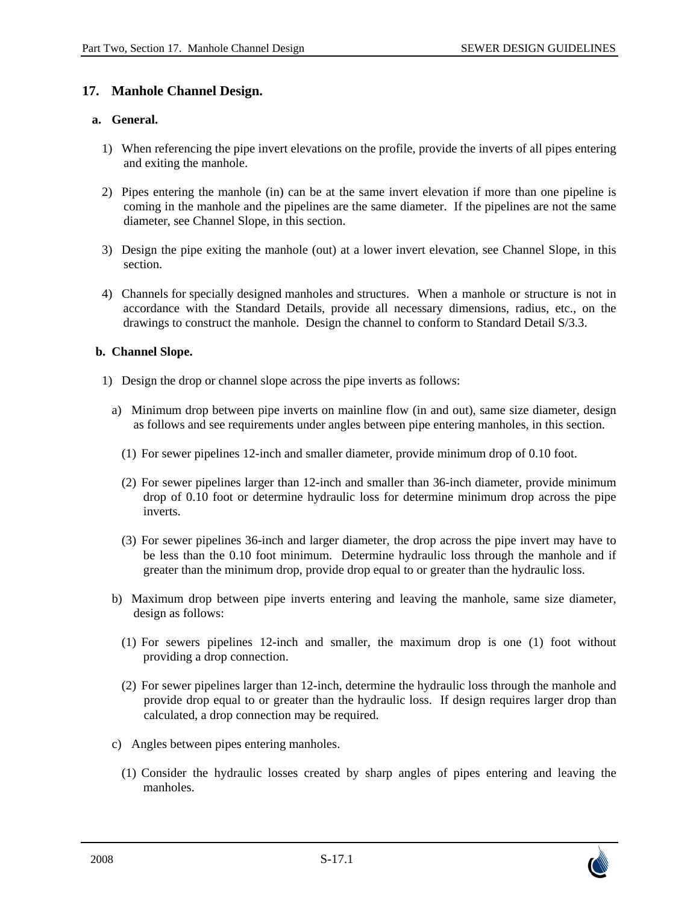## 17. Manhole Channel Design.

### a. General.

1) When referencing the pipe invert elevations on the profile, provide the inverts of all pipes entering and exiting the manhole.

2) Pipes entering the manhole (in) can be at the same invert elevation if more than one pipeline is coming in the manhole and the pipelines are the same diameter. If the pipelines are not the same diameter, see Channel Slope, in this section.

3) Design the pipe exiting the manhole (out) at a lower invert elevation, see Channel Slope, in this section.

4) Channels for specially designed manholes and structures. When a manhole or structure is not in accordance with the Standard Details, provide all necessary dimensions, radius, etc., on the drawings to construct the manhole. Design the channel to conform to Standard Detail S/3.3.

### b. Channel Slope.

1) Design the drop or channel slope across the pipe inverts as follows:

a) Minimum drop between pipe inverts on mainline flow (in and out), same size diameter, design as follows and see requirements under angles between pipe entering manholes, in this section.

(1) For sewer pipelines 12-inch and smaller diameter, provide minimum drop of 0.10 foot.

(2) For sewer pipelines larger than 12-inch and smaller than 36-inch diameter, provide minimum drop of 0.10 foot or determine hydraulic loss for determine minimum drop across the pipe inverts.

(3) For sewer pipelines 36-inch and larger diameter, the drop across the pipe invert may have to be less than the 0.10 foot minimum. Determine hydraulic loss through the manhole and if greater than the minimum drop, provide drop equal to or greater than the hydraulic loss.

b) Maximum drop between pipe inverts entering and leaving the manhole, same size diameter, design as follows:

(1) For sewers pipelines 12-inch and smaller, the maximum drop is one (1) foot without providing a drop connection.

(2) For sewer pipelines larger than 12-inch, determine the hydraulic loss through the manhole and provide drop equal to or greater than the hydraulic loss. If design requires larger drop than calculated, a drop connection may be required.

c) Angles between pipes entering manholes.

(1) Consider the hydraulic losses created by sharp angles of pipes entering and leaving the manholes.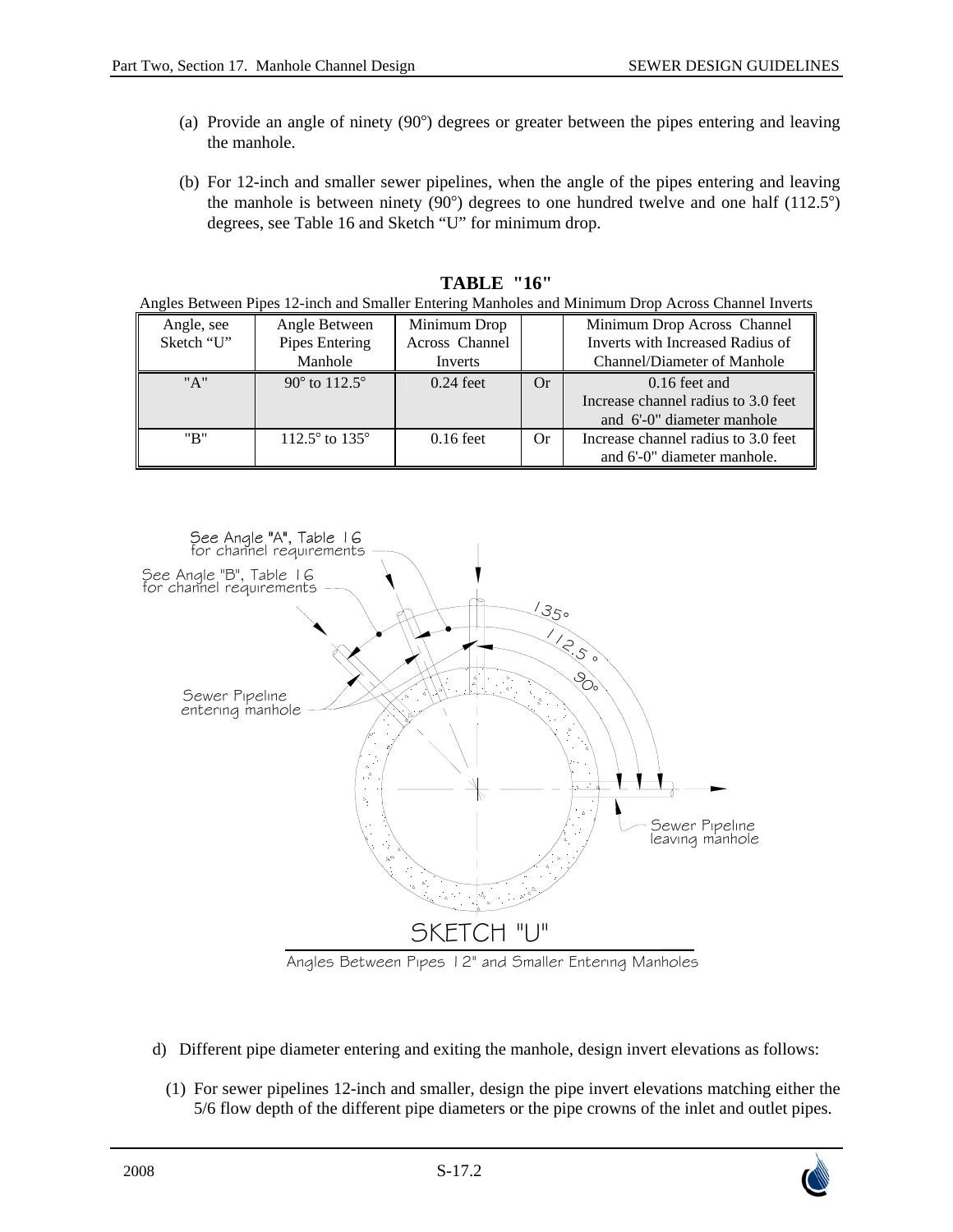(a) Provide an angle of ninety (90°) degrees or greater between the pipes entering and leaving the manhole.

(b) For 12-inch and smaller sewer pipelines, when the angle of the pipes entering and leaving the manhole is between ninety (90°) degrees to one hundred twelve and one half (112.5°) degrees, see Table 16 and Sketch "U" for minimum drop.

**TABLE "16"**

Angles Between Pipes 12-inch and Smaller Entering Manholes and Minimum Drop Across Channel Inverts

| Angle, see Sketch "U" | Angle Between Pipes Entering Manhole | Minimum Drop Across Channel Inverts | | Minimum Drop Across Channel Inverts with Increased Radius of Channel/Diameter of Manhole |
|---|---|---|---|---|
| "A" | 90° to 112.5° | 0.24 feet | Or | 0.16 feet and Increase channel radius to 3.0 feet and 6'-0" diameter manhole |
| "B" | 112.5° to 135° | 0.16 feet | Or | Increase channel radius to 3.0 feet and 6'-0" diameter manhole. |

SKETCH "U"

Angles Between Pipes 12" and Smaller Entering Manholes

d) Different pipe diameter entering and exiting the manhole, design invert elevations as follows:

(1) For sewer pipelines 12-inch and smaller, design the pipe invert elevations matching either the 5/6 flow depth of the different pipe diameters or the pipe crowns of the inlet and outlet pipes.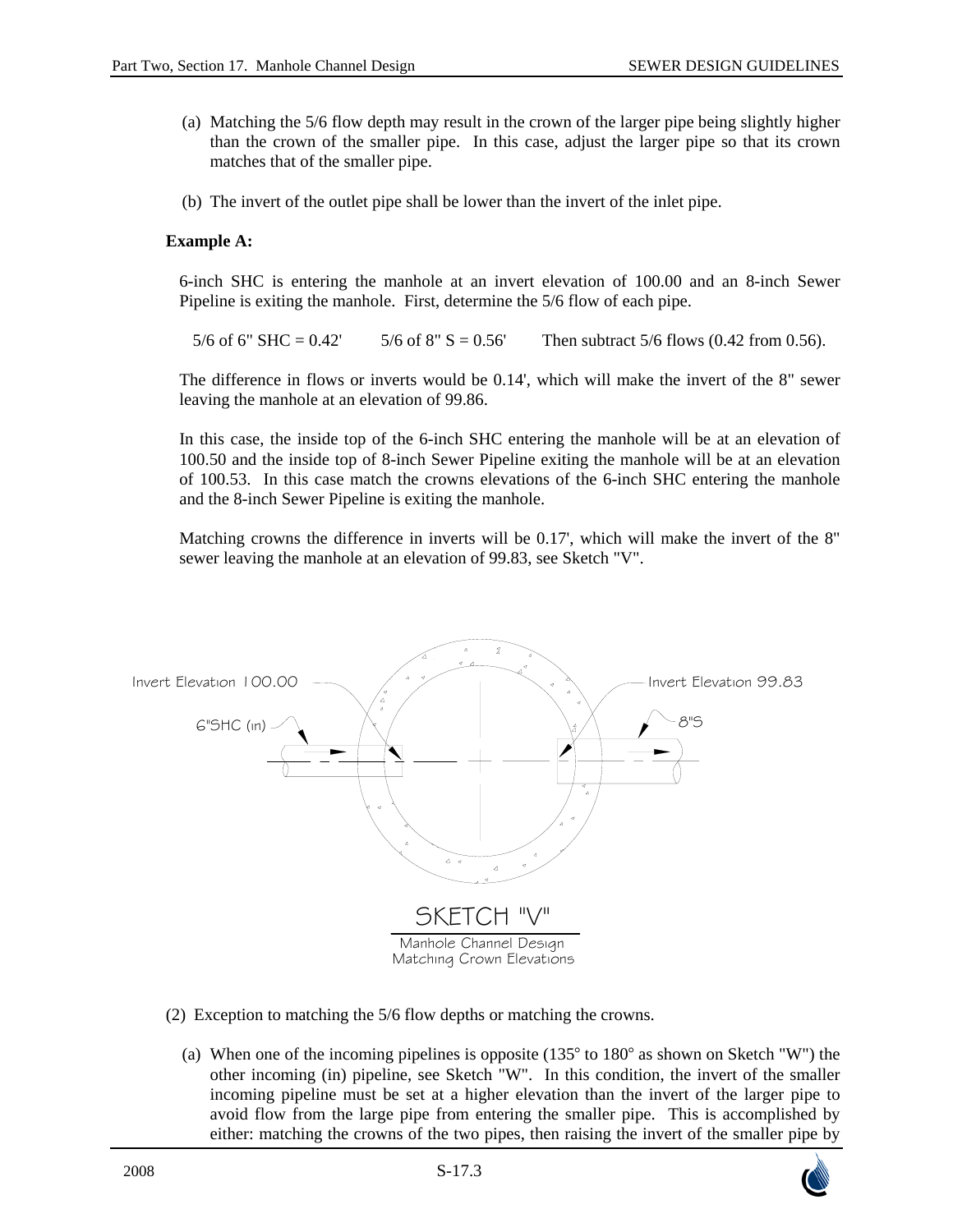(a) Matching the 5/6 flow depth may result in the crown of the larger pipe being slightly higher than the crown of the smaller pipe. In this case, adjust the larger pipe so that its crown matches that of the smaller pipe.

(b) The invert of the outlet pipe shall be lower than the invert of the inlet pipe.

**Example A:**

6-inch SHC is entering the manhole at an invert elevation of 100.00 and an 8-inch Sewer Pipeline is exiting the manhole. First, determine the 5/6 flow of each pipe.

5/6 of 6" SHC = 0.42'      5/6 of 8" S = 0.56'      Then subtract 5/6 flows (0.42 from 0.56).

The difference in flows or inverts would be 0.14', which will make the invert of the 8" sewer leaving the manhole at an elevation of 99.86.

In this case, the inside top of the 6-inch SHC entering the manhole will be at an elevation of 100.50 and the inside top of 8-inch Sewer Pipeline exiting the manhole will be at an elevation of 100.53. In this case match the crowns elevations of the 6-inch SHC entering the manhole and the 8-inch Sewer Pipeline is exiting the manhole.

Matching crowns the difference in inverts will be 0.17', which will make the invert of the 8" sewer leaving the manhole at an elevation of 99.83, see Sketch "V".

Invert Elevation 100.00

6"SHC (in)

Invert Elevation 99.83

8"S

SKETCH "V"

Manhole Channel Design
Matching Crown Elevations

(2) Exception to matching the 5/6 flow depths or matching the crowns.

(a) When one of the incoming pipelines is opposite (135° to 180° as shown on Sketch "W") the other incoming (in) pipeline, see Sketch "W". In this condition, the invert of the smaller incoming pipeline must be set at a higher elevation than the invert of the larger pipe to avoid flow from the large pipe from entering the smaller pipe. This is accomplished by either: matching the crowns of the two pipes, then raising the invert of the smaller pipe by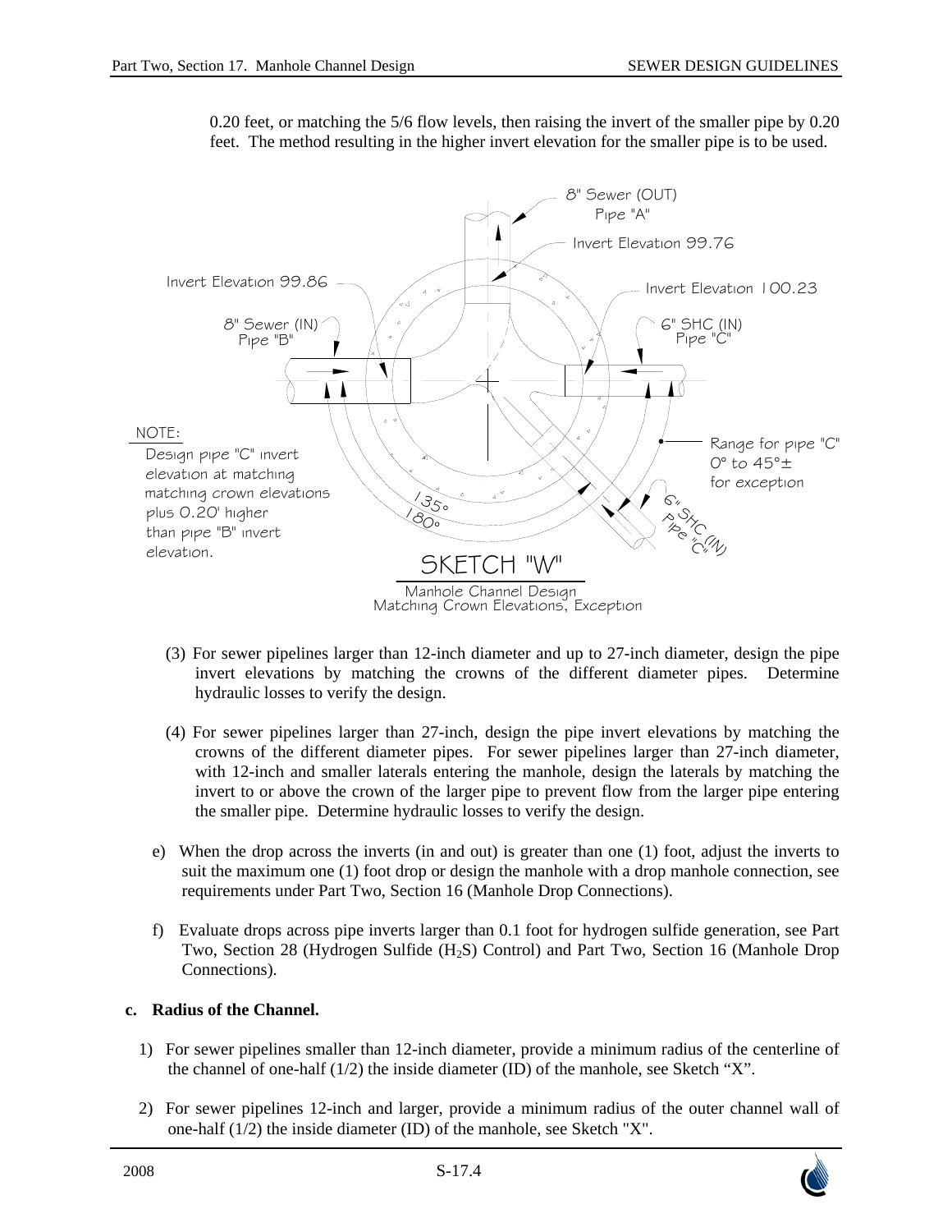0.20 feet, or matching the 5/6 flow levels, then raising the invert of the smaller pipe by 0.20 feet. The method resulting in the higher invert elevation for the smaller pipe is to be used.

8" Sewer (OUT) Pipe "A"

Invert Elevation 99.76

Invert Elevation 99.86

Invert Elevation 100.23

8" Sewer (IN) Pipe "B"

6" SHC (IN) Pipe "C"

NOTE: Design pipe "C" invert elevation at matching matching crown elevations plus 0.20' higher than pipe "B" invert elevation.

Range for pipe "C" 0° to 45°± for exception

135°

180°

6" SHC (IN) Pipe "C"

SKETCH "W"

Manhole Channel Design
Matching Crown Elevations, Exception

(3) For sewer pipelines larger than 12-inch diameter and up to 27-inch diameter, design the pipe invert elevations by matching the crowns of the different diameter pipes. Determine hydraulic losses to verify the design.

(4) For sewer pipelines larger than 27-inch, design the pipe invert elevations by matching the crowns of the different diameter pipes. For sewer pipelines larger than 27-inch diameter, with 12-inch and smaller laterals entering the manhole, design the laterals by matching the invert to or above the crown of the larger pipe to prevent flow from the larger pipe entering the smaller pipe. Determine hydraulic losses to verify the design.

e) When the drop across the inverts (in and out) is greater than one (1) foot, adjust the inverts to suit the maximum one (1) foot drop or design the manhole with a drop manhole connection, see requirements under Part Two, Section 16 (Manhole Drop Connections).

f) Evaluate drops across pipe inverts larger than 0.1 foot for hydrogen sulfide generation, see Part Two, Section 28 (Hydrogen Sulfide ($H_2S$) Control) and Part Two, Section 16 (Manhole Drop Connections).

**c. Radius of the Channel.**

1) For sewer pipelines smaller than 12-inch diameter, provide a minimum radius of the centerline of the channel of one-half (1/2) the inside diameter (ID) of the manhole, see Sketch "X".

2) For sewer pipelines 12-inch and larger, provide a minimum radius of the outer channel wall of one-half (1/2) the inside diameter (ID) of the manhole, see Sketch "X".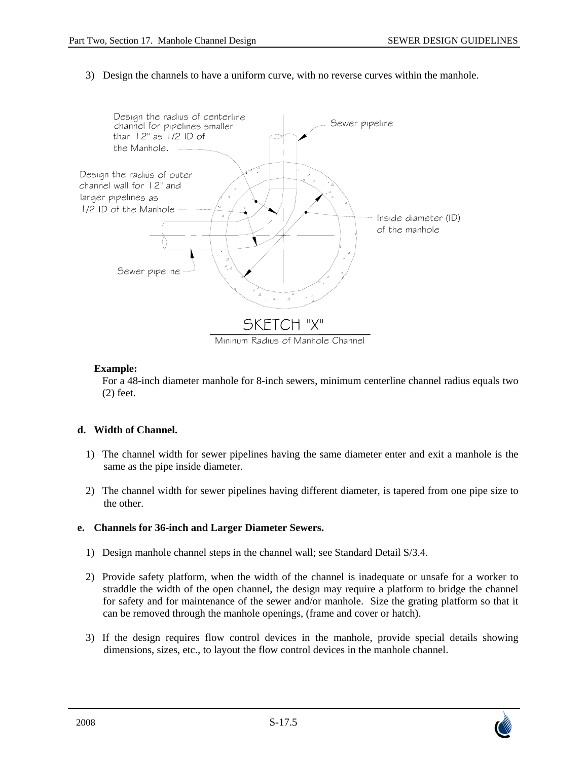3) Design the channels to have a uniform curve, with no reverse curves within the manhole.

Design the radius of centerline channel for pipelines smaller than 12" as 1/2 ID of the Manhole.

Design the radius of outer channel wall for 12" and larger pipelines as 1/2 ID of the Manhole

Sewer pipeline

Inside diameter (ID) of the manhole

Sewer pipeline

SKETCH "X"

Mininum Radius of Manhole Channel

**Example:**

For a 48-inch diameter manhole for 8-inch sewers, minimum centerline channel radius equals two (2) feet.

**d. Width of Channel.**

1) The channel width for sewer pipelines having the same diameter enter and exit a manhole is the same as the pipe inside diameter.

2) The channel width for sewer pipelines having different diameter, is tapered from one pipe size to the other.

**e. Channels for 36-inch and Larger Diameter Sewers.**

1) Design manhole channel steps in the channel wall; see Standard Detail S/3.4.

2) Provide safety platform, when the width of the channel is inadequate or unsafe for a worker to straddle the width of the open channel, the design may require a platform to bridge the channel for safety and for maintenance of the sewer and/or manhole. Size the grating platform so that it can be removed through the manhole openings, (frame and cover or hatch).

3) If the design requires flow control devices in the manhole, provide special details showing dimensions, sizes, etc., to layout the flow control devices in the manhole channel.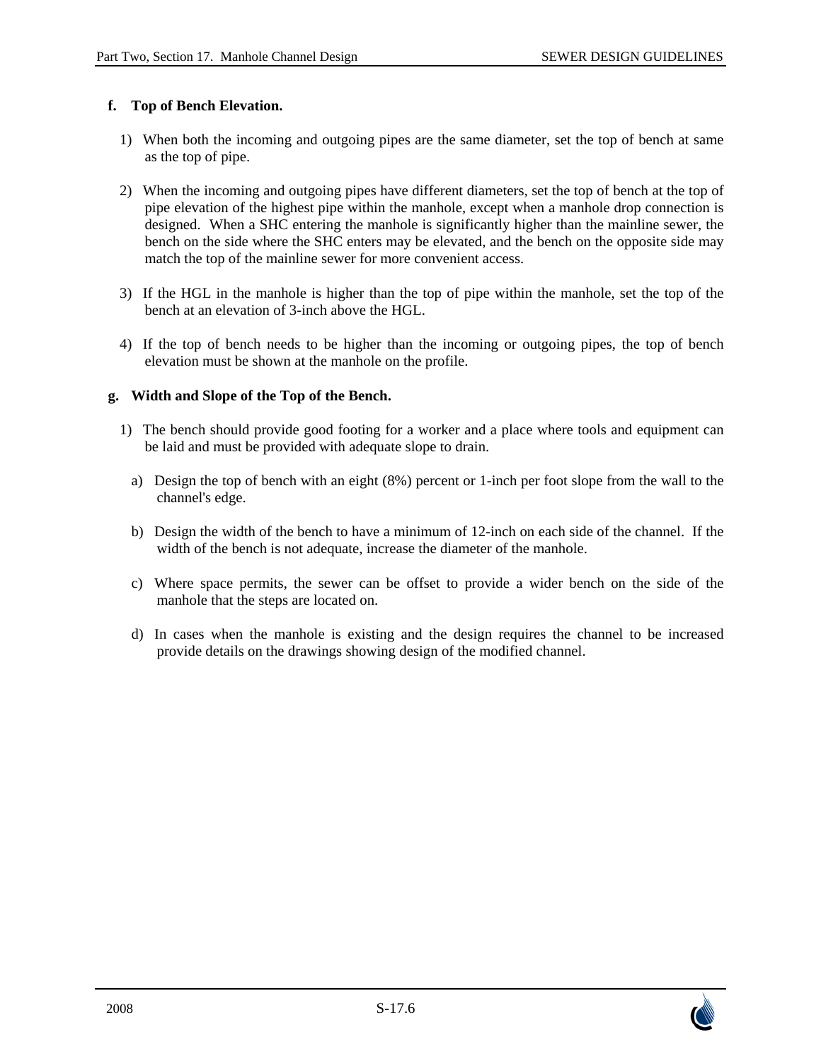**f. Top of Bench Elevation.**

1) When both the incoming and outgoing pipes are the same diameter, set the top of bench at same as the top of pipe.

2) When the incoming and outgoing pipes have different diameters, set the top of bench at the top of pipe elevation of the highest pipe within the manhole, except when a manhole drop connection is designed. When a SHC entering the manhole is significantly higher than the mainline sewer, the bench on the side where the SHC enters may be elevated, and the bench on the opposite side may match the top of the mainline sewer for more convenient access.

3) If the HGL in the manhole is higher than the top of pipe within the manhole, set the top of the bench at an elevation of 3-inch above the HGL.

4) If the top of bench needs to be higher than the incoming or outgoing pipes, the top of bench elevation must be shown at the manhole on the profile.

**g. Width and Slope of the Top of the Bench.**

1) The bench should provide good footing for a worker and a place where tools and equipment can be laid and must be provided with adequate slope to drain.

   a) Design the top of bench with an eight (8%) percent or 1-inch per foot slope from the wall to the channel's edge.

   b) Design the width of the bench to have a minimum of 12-inch on each side of the channel. If the width of the bench is not adequate, increase the diameter of the manhole.

   c) Where space permits, the sewer can be offset to provide a wider bench on the side of the manhole that the steps are located on.

   d) In cases when the manhole is existing and the design requires the channel to be increased provide details on the drawings showing design of the modified channel.